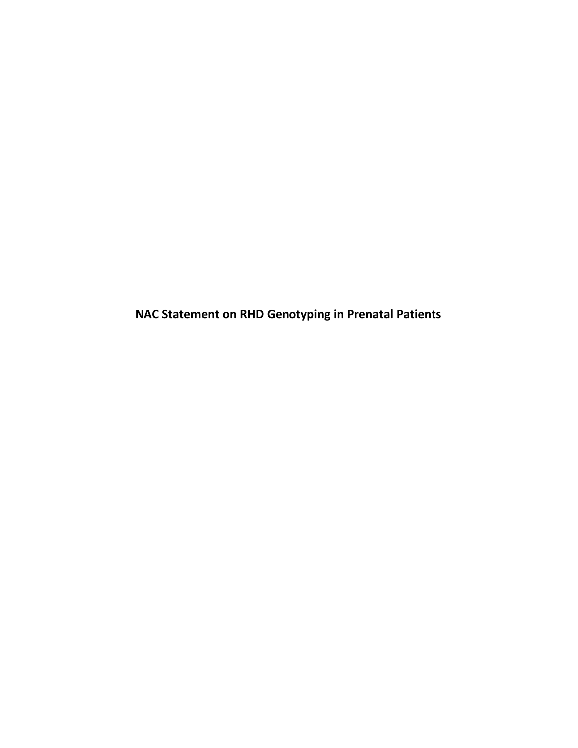# NAC Statement on RHD Genotyping in Prenatal Patients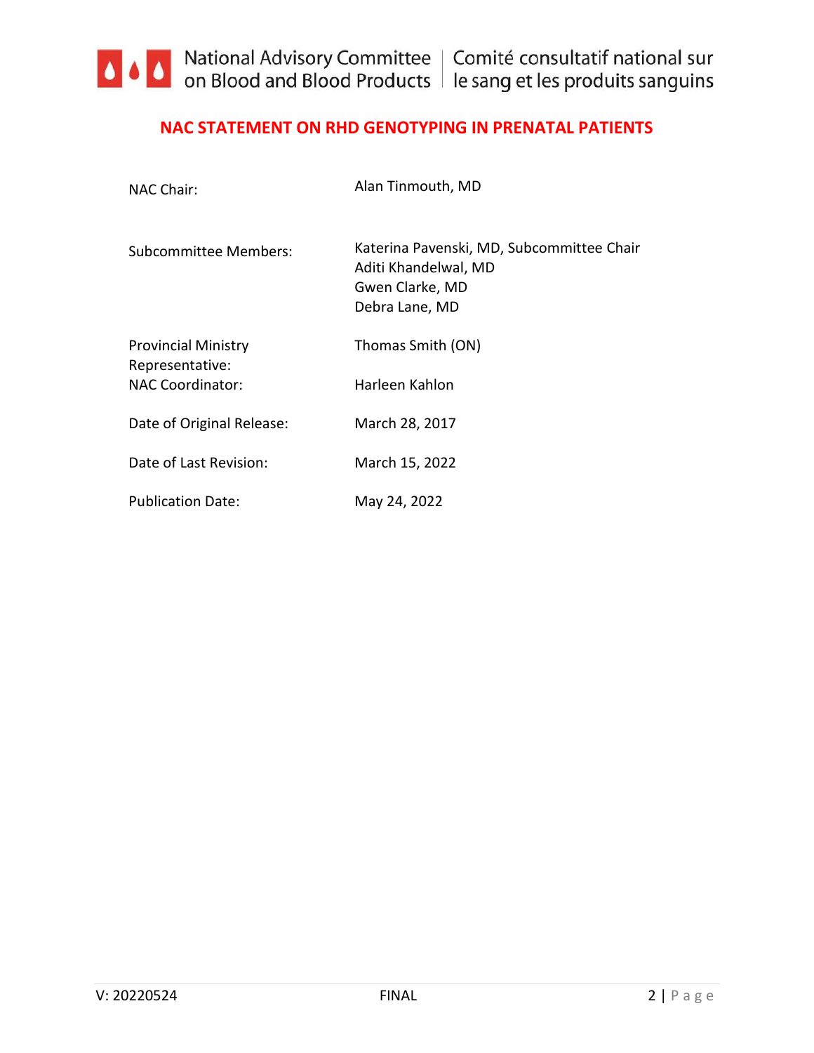# NAC STATEMENT ON RHD GENOTYPING IN PRENATAL PATIENTS

| | |
|---|---|
| NAC Chair: | Alan Tinmouth, MD |
| Subcommittee Members: | Katerina Pavenski, MD, Subcommittee Chair<br>Aditi Khandelwal, MD<br>Gwen Clarke, MD<br>Debra Lane, MD |
| Provincial Ministry Representative: | Thomas Smith (ON) |
| NAC Coordinator: | Harleen Kahlon |
| Date of Original Release: | March 28, 2017 |
| Date of Last Revision: | March 15, 2022 |
| Publication Date: | May 24, 2022 |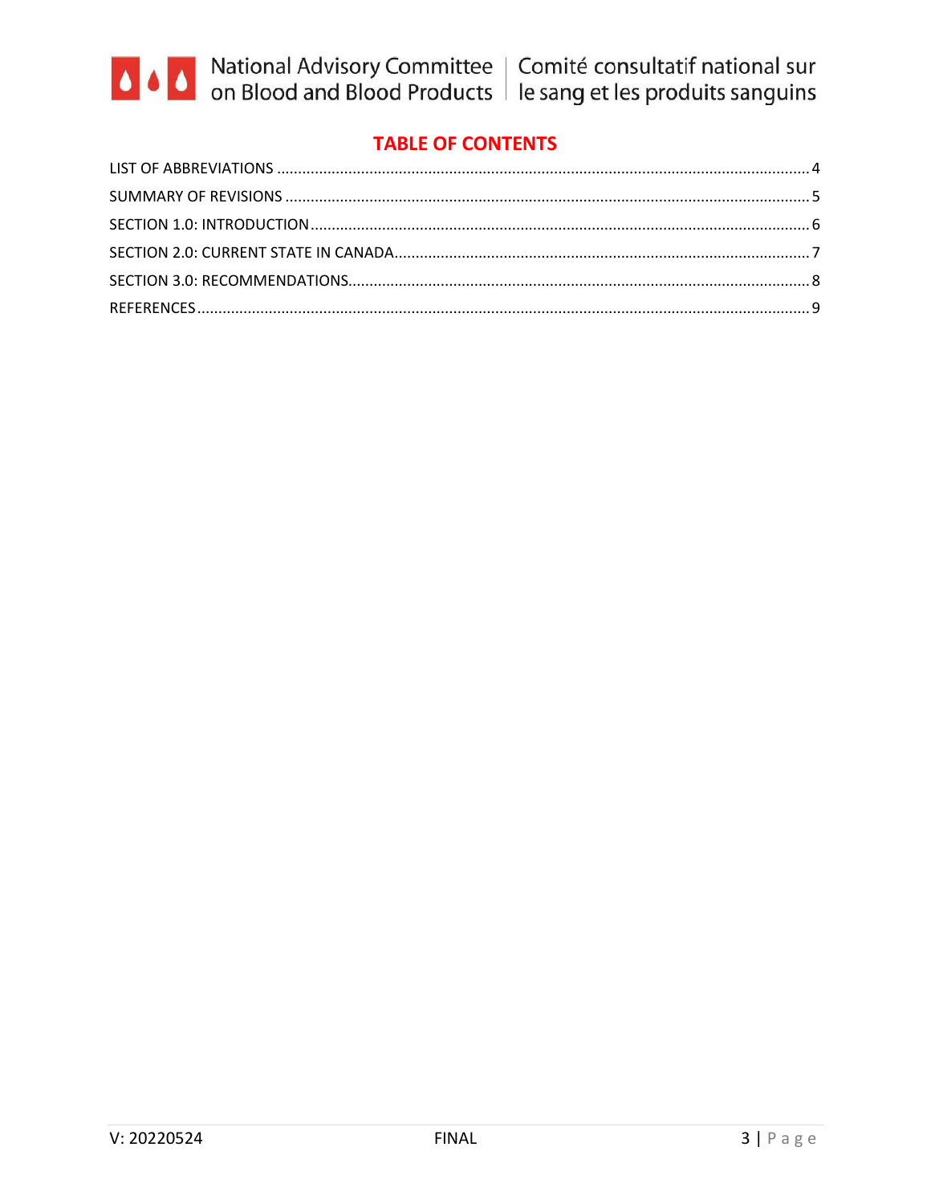# TABLE OF CONTENTS

LIST OF ABBREVIATIONS ..... 4

SUMMARY OF REVISIONS ..... 5

SECTION 1.0: INTRODUCTION ..... 6

SECTION 2.0: CURRENT STATE IN CANADA ..... 7

SECTION 3.0: RECOMMENDATIONS ..... 8

REFERENCES ..... 9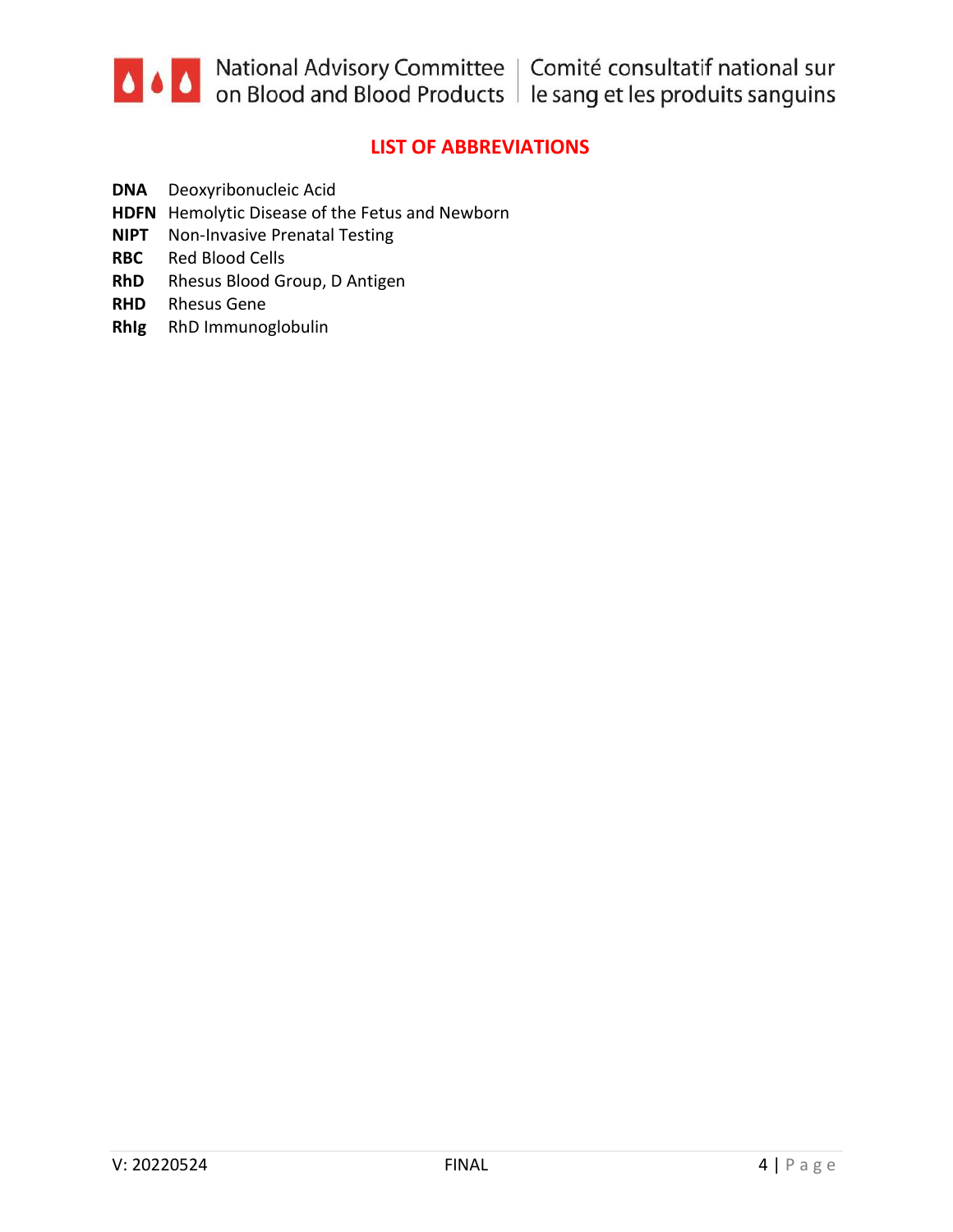## LIST OF ABBREVIATIONS

**DNA** Deoxyribonucleic Acid
**HDFN** Hemolytic Disease of the Fetus and Newborn
**NIPT** Non-Invasive Prenatal Testing
**RBC** Red Blood Cells
**RhD** Rhesus Blood Group, D Antigen
**RHD** Rhesus Gene
**RhIg** RhD Immunoglobulin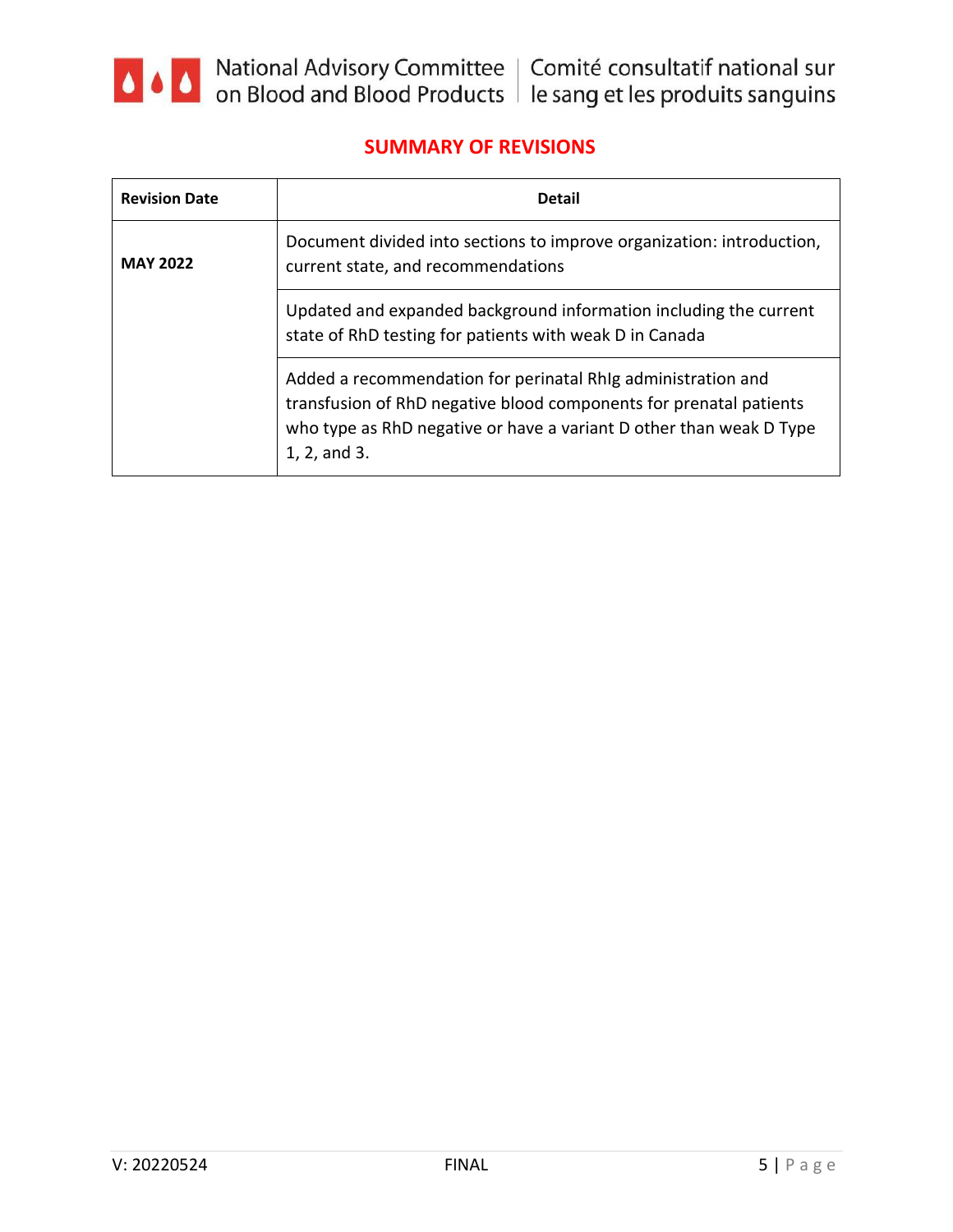## SUMMARY OF REVISIONS

| Revision Date | Detail |
|---|---|
| **MAY 2022** | Document divided into sections to improve organization: introduction, current state, and recommendations |
| | Updated and expanded background information including the current state of RhD testing for patients with weak D in Canada |
| | Added a recommendation for perinatal RhIg administration and transfusion of RhD negative blood components for prenatal patients who type as RhD negative or have a variant D other than weak D Type 1, 2, and 3. |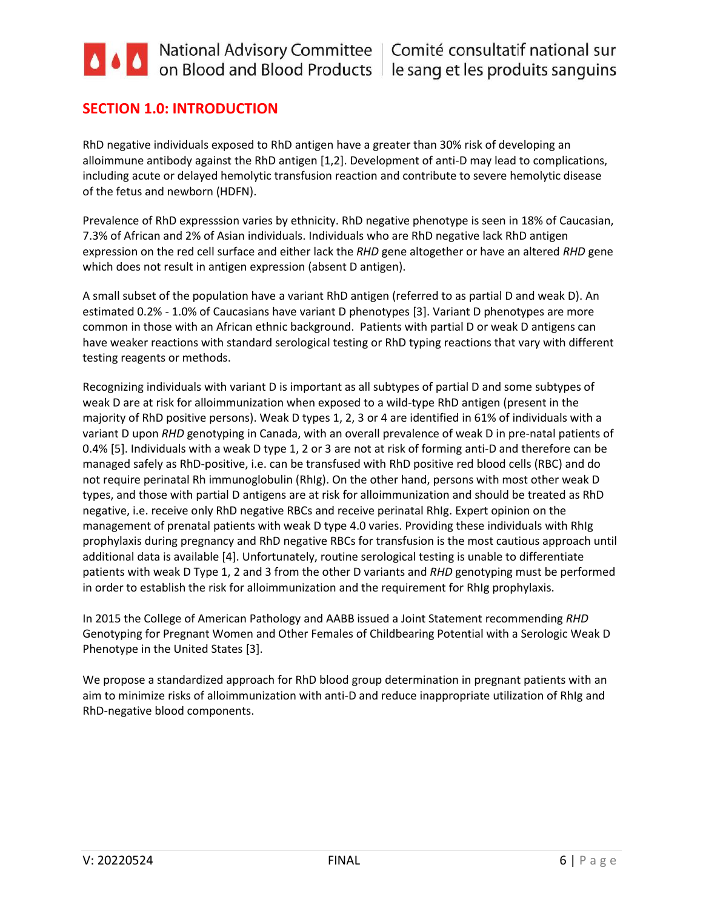## SECTION 1.0: INTRODUCTION

RhD negative individuals exposed to RhD antigen have a greater than 30% risk of developing an alloimmune antibody against the RhD antigen [1,2]. Development of anti-D may lead to complications, including acute or delayed hemolytic transfusion reaction and contribute to severe hemolytic disease of the fetus and newborn (HDFN).

Prevalence of RhD expresssion varies by ethnicity. RhD negative phenotype is seen in 18% of Caucasian, 7.3% of African and 2% of Asian individuals. Individuals who are RhD negative lack RhD antigen expression on the red cell surface and either lack the *RHD* gene altogether or have an altered *RHD* gene which does not result in antigen expression (absent D antigen).

A small subset of the population have a variant RhD antigen (referred to as partial D and weak D). An estimated 0.2% - 1.0% of Caucasians have variant D phenotypes [3]. Variant D phenotypes are more common in those with an African ethnic background. Patients with partial D or weak D antigens can have weaker reactions with standard serological testing or RhD typing reactions that vary with different testing reagents or methods.

Recognizing individuals with variant D is important as all subtypes of partial D and some subtypes of weak D are at risk for alloimmunization when exposed to a wild-type RhD antigen (present in the majority of RhD positive persons). Weak D types 1, 2, 3 or 4 are identified in 61% of individuals with a variant D upon *RHD* genotyping in Canada, with an overall prevalence of weak D in pre-natal patients of 0.4% [5]. Individuals with a weak D type 1, 2 or 3 are not at risk of forming anti-D and therefore can be managed safely as RhD-positive, i.e. can be transfused with RhD positive red blood cells (RBC) and do not require perinatal Rh immunoglobulin (RhIg). On the other hand, persons with most other weak D types, and those with partial D antigens are at risk for alloimmunization and should be treated as RhD negative, i.e. receive only RhD negative RBCs and receive perinatal RhIg. Expert opinion on the management of prenatal patients with weak D type 4.0 varies. Providing these individuals with RhIg prophylaxis during pregnancy and RhD negative RBCs for transfusion is the most cautious approach until additional data is available [4]. Unfortunately, routine serological testing is unable to differentiate patients with weak D Type 1, 2 and 3 from the other D variants and *RHD* genotyping must be performed in order to establish the risk for alloimmunization and the requirement for RhIg prophylaxis.

In 2015 the College of American Pathology and AABB issued a Joint Statement recommending *RHD* Genotyping for Pregnant Women and Other Females of Childbearing Potential with a Serologic Weak D Phenotype in the United States [3].

We propose a standardized approach for RhD blood group determination in pregnant patients with an aim to minimize risks of alloimmunization with anti-D and reduce inappropriate utilization of RhIg and RhD-negative blood components.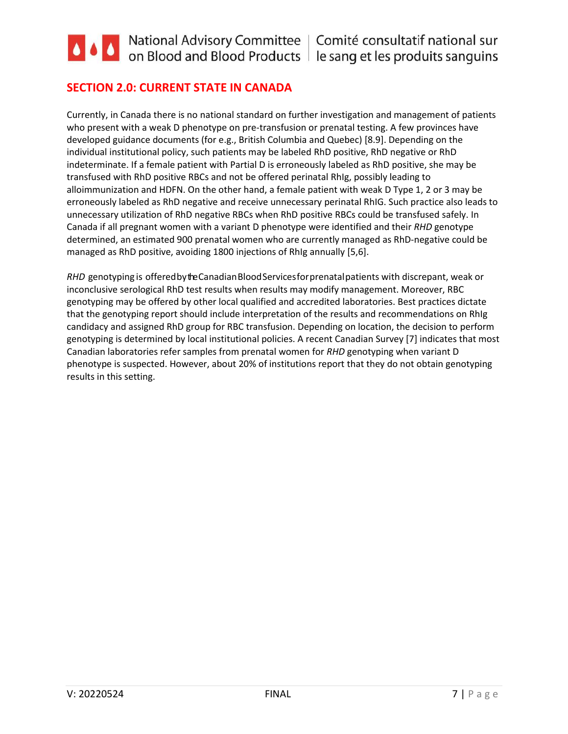## SECTION 2.0: CURRENT STATE IN CANADA

Currently, in Canada there is no national standard on further investigation and management of patients who present with a weak D phenotype on pre-transfusion or prenatal testing. A few provinces have developed guidance documents (for e.g., British Columbia and Quebec) [8.9]. Depending on the individual institutional policy, such patients may be labeled RhD positive, RhD negative or RhD indeterminate. If a female patient with Partial D is erroneously labeled as RhD positive, she may be transfused with RhD positive RBCs and not be offered perinatal RhIg, possibly leading to alloimmunization and HDFN. On the other hand, a female patient with weak D Type 1, 2 or 3 may be erroneously labeled as RhD negative and receive unnecessary perinatal RhIG. Such practice also leads to unnecessary utilization of RhD negative RBCs when RhD positive RBCs could be transfused safely. In Canada if all pregnant women with a variant D phenotype were identified and their *RHD* genotype determined, an estimated 900 prenatal women who are currently managed as RhD-negative could be managed as RhD positive, avoiding 1800 injections of RhIg annually [5,6].

*RHD* genotyping is offered by the Canadian Blood Services for prenatal patients with discrepant, weak or inconclusive serological RhD test results when results may modify management. Moreover, RBC genotyping may be offered by other local qualified and accredited laboratories. Best practices dictate that the genotyping report should include interpretation of the results and recommendations on RhIg candidacy and assigned RhD group for RBC transfusion. Depending on location, the decision to perform genotyping is determined by local institutional policies. A recent Canadian Survey [7] indicates that most Canadian laboratories refer samples from prenatal women for *RHD* genotyping when variant D phenotype is suspected. However, about 20% of institutions report that they do not obtain genotyping results in this setting.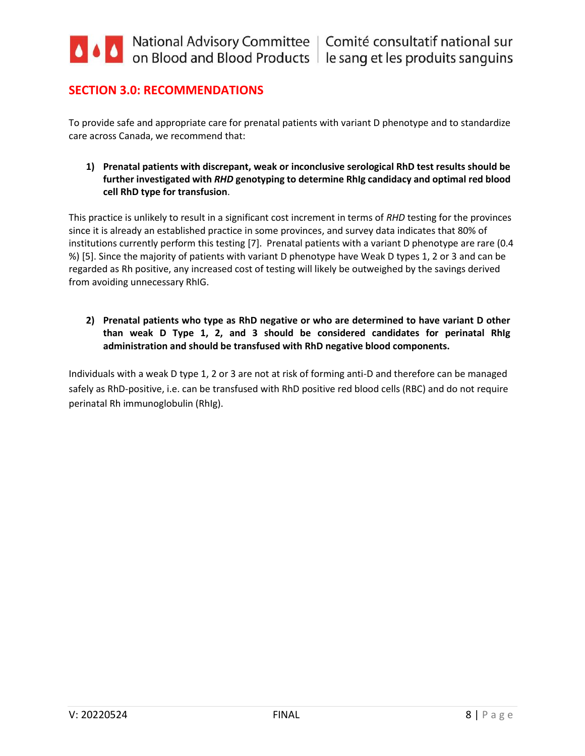## SECTION 3.0: RECOMMENDATIONS

To provide safe and appropriate care for prenatal patients with variant D phenotype and to standardize care across Canada, we recommend that:

1) **Prenatal patients with discrepant, weak or inconclusive serological RhD test results should be further investigated with *RHD* genotyping to determine RhIg candidacy and optimal red blood cell RhD type for transfusion**.

This practice is unlikely to result in a significant cost increment in terms of *RHD* testing for the provinces since it is already an established practice in some provinces, and survey data indicates that 80% of institutions currently perform this testing [7]. Prenatal patients with a variant D phenotype are rare (0.4 %) [5]. Since the majority of patients with variant D phenotype have Weak D types 1, 2 or 3 and can be regarded as Rh positive, any increased cost of testing will likely be outweighed by the savings derived from avoiding unnecessary RhIG.

2) **Prenatal patients who type as RhD negative or who are determined to have variant D other than weak D Type 1, 2, and 3 should be considered candidates for perinatal RhIg administration and should be transfused with RhD negative blood components.**

Individuals with a weak D type 1, 2 or 3 are not at risk of forming anti-D and therefore can be managed safely as RhD-positive, i.e. can be transfused with RhD positive red blood cells (RBC) and do not require perinatal Rh immunoglobulin (RhIg).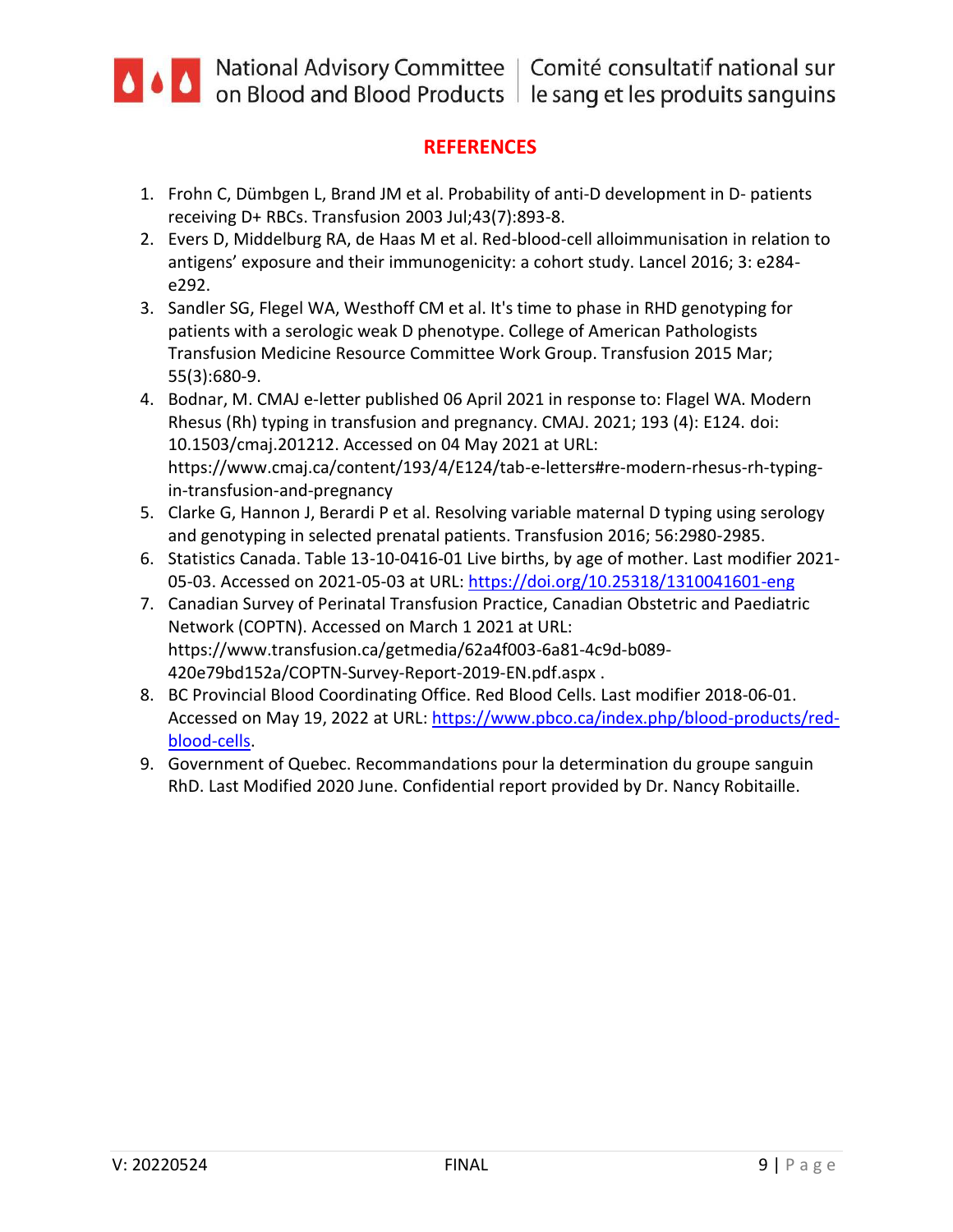## REFERENCES

1. Frohn C, Dümbgen L, Brand JM et al. Probability of anti-D development in D- patients receiving D+ RBCs. Transfusion 2003 Jul;43(7):893-8.
2. Evers D, Middelburg RA, de Haas M et al. Red-blood-cell alloimmunisation in relation to antigens' exposure and their immunogenicity: a cohort study. Lancel 2016; 3: e284-e292.
3. Sandler SG, Flegel WA, Westhoff CM et al. It's time to phase in RHD genotyping for patients with a serologic weak D phenotype. College of American Pathologists Transfusion Medicine Resource Committee Work Group. Transfusion 2015 Mar; 55(3):680-9.
4. Bodnar, M. CMAJ e-letter published 06 April 2021 in response to: Flagel WA. Modern Rhesus (Rh) typing in transfusion and pregnancy. CMAJ. 2021; 193 (4): E124. doi: 10.1503/cmaj.201212. Accessed on 04 May 2021 at URL: https://www.cmaj.ca/content/193/4/E124/tab-e-letters#re-modern-rhesus-rh-typing-in-transfusion-and-pregnancy
5. Clarke G, Hannon J, Berardi P et al. Resolving variable maternal D typing using serology and genotyping in selected prenatal patients. Transfusion 2016; 56:2980-2985.
6. Statistics Canada. Table 13-10-0416-01 Live births, by age of mother. Last modifier 2021-05-03. Accessed on 2021-05-03 at URL: https://doi.org/10.25318/1310041601-eng
7. Canadian Survey of Perinatal Transfusion Practice, Canadian Obstetric and Paediatric Network (COPTN). Accessed on March 1 2021 at URL: https://www.transfusion.ca/getmedia/62a4f003-6a81-4c9d-b089-420e79bd152a/COPTN-Survey-Report-2019-EN.pdf.aspx .
8. BC Provincial Blood Coordinating Office. Red Blood Cells. Last modifier 2018-06-01. Accessed on May 19, 2022 at URL: https://www.pbco.ca/index.php/blood-products/red-blood-cells.
9. Government of Quebec. Recommandations pour la determination du groupe sanguin RhD. Last Modified 2020 June. Confidential report provided by Dr. Nancy Robitaille.